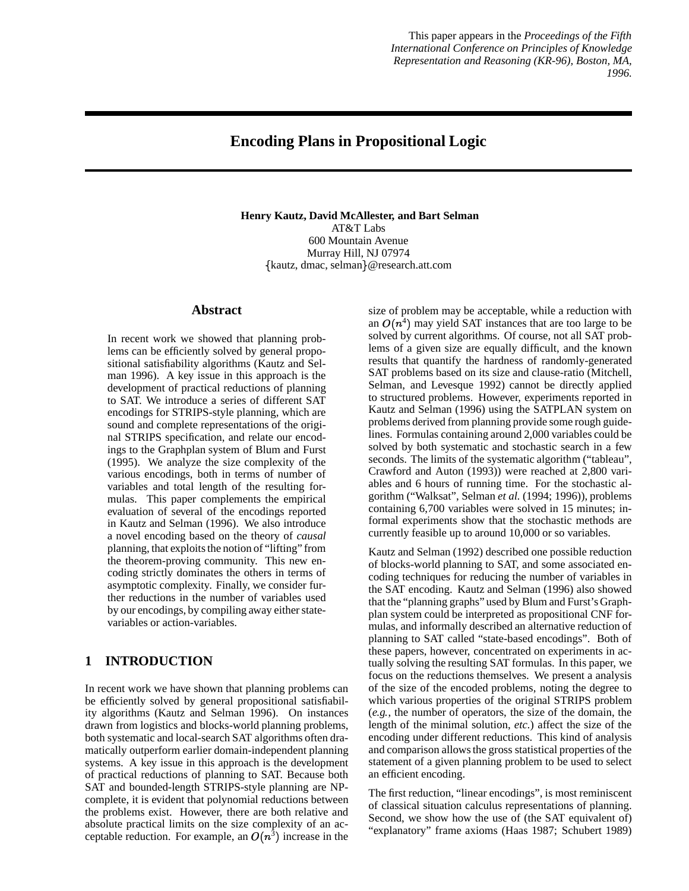This paper appears in the *Proceedings of the Fifth International Conference on Principles of Knowledge Representation and Reasoning (KR-96), Boston, MA, 1996.*

# Encoding Plans in Propositional Logic

**Henry Kautz, David McAllester, and Bart Selman**
AT&T Labs
600 Mountain Avenue
Murray Hill, NJ 07974
{kautz, dmac, selman}@research.att.com

## Abstract

In recent work we showed that planning problems can be efficiently solved by general propositional satisfiability algorithms (Kautz and Selman 1996). A key issue in this approach is the development of practical reductions of planning to SAT. We introduce a series of different SAT encodings for STRIPS-style planning, which are sound and complete representations of the original STRIPS specification, and relate our encodings to the Graphplan system of Blum and Furst (1995). We analyze the size complexity of the various encodings, both in terms of number of variables and total length of the resulting formulas. This paper complements the empirical evaluation of several of the encodings reported in Kautz and Selman (1996). We also introduce a novel encoding based on the theory of *causal* planning, that exploits the notion of "lifting" from the theorem-proving community. This new encoding strictly dominates the others in terms of asymptotic complexity. Finally, we consider further reductions in the number of variables used by our encodings, by compiling away either state-variables or action-variables.

## 1 INTRODUCTION

In recent work we have shown that planning problems can be efficiently solved by general propositional satisfiability algorithms (Kautz and Selman 1996). On instances drawn from logistics and blocks-world planning problems, both systematic and local-search SAT algorithms often dramatically outperform earlier domain-independent planning systems. A key issue in this approach is the development of practical reductions of planning to SAT. Because both SAT and bounded-length STRIPS-style planning are NP-complete, it is evident that polynomial reductions between the problems exist. However, there are both relative and absolute practical limits on the size complexity of an acceptable reduction. For example, an $O(n^3)$ increase in the size of problem may be acceptable, while a reduction with an $O(n^4)$ may yield SAT instances that are too large to be solved by current algorithms. Of course, not all SAT problems of a given size are equally difficult, and the known results that quantify the hardness of randomly-generated SAT problems based on its size and clause-ratio (Mitchell, Selman, and Levesque 1992) cannot be directly applied to structured problems. However, experiments reported in Kautz and Selman (1996) using the SATPLAN system on problems derived from planning provide some rough guidelines. Formulas containing around 2,000 variables could be solved by both systematic and stochastic search in a few seconds. The limits of the systematic algorithm ("tableau", Crawford and Auton (1993)) were reached at 2,800 variables and 6 hours of running time. For the stochastic algorithm ("Walksat", Selman *et al.* (1994; 1996)), problems containing 6,700 variables were solved in 15 minutes; informal experiments show that the stochastic methods are currently feasible up to around 10,000 or so variables.

Kautz and Selman (1992) described one possible reduction of blocks-world planning to SAT, and some associated encoding techniques for reducing the number of variables in the SAT encoding. Kautz and Selman (1996) also showed that the "planning graphs" used by Blum and Furst's Graphplan system could be interpreted as propositional CNF formulas, and informally described an alternative reduction of planning to SAT called "state-based encodings". Both of these papers, however, concentrated on experiments in actually solving the resulting SAT formulas. In this paper, we focus on the reductions themselves. We present a analysis of the size of the encoded problems, noting the degree to which various properties of the original STRIPS problem (*e.g.*, the number of operators, the size of the domain, the length of the minimal solution, *etc.*) affect the size of the encoding under different reductions. This kind of analysis and comparison allows the gross statistical properties of the statement of a given planning problem to be used to select an efficient encoding.

The first reduction, "linear encodings", is most reminiscent of classical situation calculus representations of planning. Second, we show how the use of (the SAT equivalent of) "explanatory" frame axioms (Haas 1987; Schubert 1989)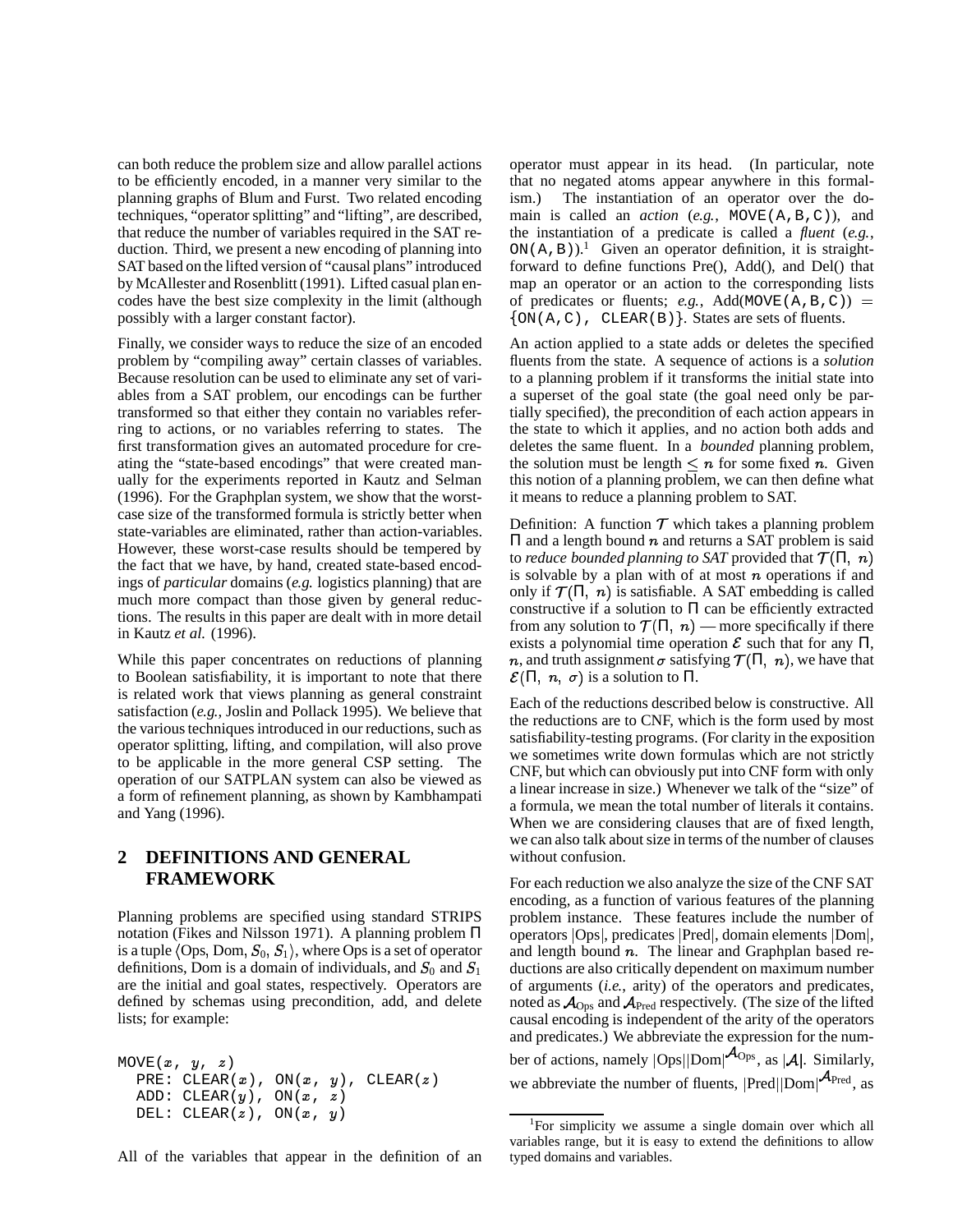can both reduce the problem size and allow parallel actions to be efficiently encoded, in a manner very similar to the planning graphs of Blum and Furst. Two related encoding techniques, "operator splitting" and "lifting", are described, that reduce the number of variables required in the SAT reduction. Third, we present a new encoding of planning into SAT based on the lifted version of "causal plans" introduced by McAllester and Rosenblitt (1991). Lifted casual plan encodes have the best size complexity in the limit (although possibly with a larger constant factor).

Finally, we consider ways to reduce the size of an encoded problem by "compiling away" certain classes of variables. Because resolution can be used to eliminate any set of variables from a SAT problem, our encodings can be further transformed so that either they contain no variables referring to actions, or no variables referring to states. The first transformation gives an automated procedure for creating the "state-based encodings" that were created manually for the experiments reported in Kautz and Selman (1996). For the Graphplan system, we show that the worst-case size of the transformed formula is strictly better when state-variables are eliminated, rather than action-variables. However, these worst-case results should be tempered by the fact that we have, by hand, created state-based encodings of *particular* domains (*e.g.* logistics planning) that are much more compact than those given by general reductions. The results in this paper are dealt with in more detail in Kautz *et al.* (1996).

While this paper concentrates on reductions of planning to Boolean satisfiability, it is important to note that there is related work that views planning as general constraint satisfaction (*e.g.,* Joslin and Pollack 1995). We believe that the various techniques introduced in our reductions, such as operator splitting, lifting, and compilation, will also prove to be applicable in the more general CSP setting. The operation of our SATPLAN system can also be viewed as a form of refinement planning, as shown by Kambhampati and Yang (1996).

## 2 DEFINITIONS AND GENERAL FRAMEWORK

Planning problems are specified using standard STRIPS notation (Fikes and Nilsson 1971). A planning problem $\Pi$ is a tuple $\langle \text{Ops, Dom}, S_0, S_1 \rangle$, where Ops is a set of operator definitions, Dom is a domain of individuals, and $S_0$ and $S_1$ are the initial and goal states, respectively. Operators are defined by schemas using precondition, add, and delete lists; for example:

```
MOVE(x, y, z)
  PRE: CLEAR(x), ON(x, y), CLEAR(z)
  ADD: CLEAR(y), ON(x, z)
  DEL: CLEAR(z), ON(x, y)
```

All of the variables that appear in the definition of an operator must appear in its head. (In particular, note that no negated atoms appear anywhere in this formalism.) The instantiation of an operator over the domain is called an *action* (*e.g.*, MOVE(A,B,C)), and the instantiation of a predicate is called a *fluent* (*e.g.*, ON(A,B)).[1] Given an operator definition, it is straightforward to define functions Pre(), Add(), and Del() that map an operator or an action to the corresponding lists of predicates or fluents; *e.g.*, Add(MOVE(A,B,C)) $=$ {ON(A,C), CLEAR(B)}. States are sets of fluents.

An action applied to a state adds or deletes the specified fluents from the state. A sequence of actions is a *solution* to a planning problem if it transforms the initial state into a superset of the goal state (the goal need only be partially specified), the precondition of each action appears in the state to which it applies, and no action both adds and deletes the same fluent. In a *bounded* planning problem, the solution must be length $\leq n$ for some fixed $n$. Given this notion of a planning problem, we can then define what it means to reduce a planning problem to SAT.

Definition: A function $\mathcal{T}$ which takes a planning problem $\Pi$ and a length bound $n$ and returns a SAT problem is said to *reduce bounded planning to SAT* provided that $\mathcal{T}(\Pi,\ n)$ is solvable by a plan with of at most $n$ operations if and only if $\mathcal{T}(\Pi,\ n)$ is satisfiable. A SAT embedding is called constructive if a solution to $\Pi$ can be efficiently extracted from any solution to $\mathcal{T}(\Pi,\ n)$ — more specifically if there exists a polynomial time operation $\mathcal{E}$ such that for any $\Pi$, $n$, and truth assignment $\sigma$ satisfying $\mathcal{T}(\Pi,\ n)$, we have that $\mathcal{E}(\Pi,\ n,\ \sigma)$ is a solution to $\Pi$.

Each of the reductions described below is constructive. All the reductions are to CNF, which is the form used by most satisfiability-testing programs. (For clarity in the exposition we sometimes write down formulas which are not strictly CNF, but which can obviously put into CNF form with only a linear increase in size.) Whenever we talk of the "size" of a formula, we mean the total number of literals it contains. When we are considering clauses that are of fixed length, we can also talk about size in terms of the number of clauses without confusion.

For each reduction we also analyze the size of the CNF SAT encoding, as a function of various features of the planning problem instance. These features include the number of operators |Ops|, predicates |Pred|, domain elements |Dom|, and length bound $n$. The linear and Graphplan based reductions are also critically dependent on maximum number of arguments (*i.e.*, arity) of the operators and predicates, noted as $\mathcal{A}_{\text{Ops}}$ and $\mathcal{A}_{\text{Pred}}$ respectively. (The size of the lifted causal encoding is independent of the arity of the operators and predicates.) We abbreviate the expression for the number of actions, namely $|\text{Ops}||\text{Dom}|^{\mathcal{A}_{\text{Ops}}}$, as $|\mathcal{A}|$. Similarly, we abbreviate the number of fluents, $|\text{Pred}||\text{Dom}|^{\mathcal{A}_{\text{Pred}}}$, as

[1] For simplicity we assume a single domain over which all variables range, but it is easy to extend the definitions to allow typed domains and variables.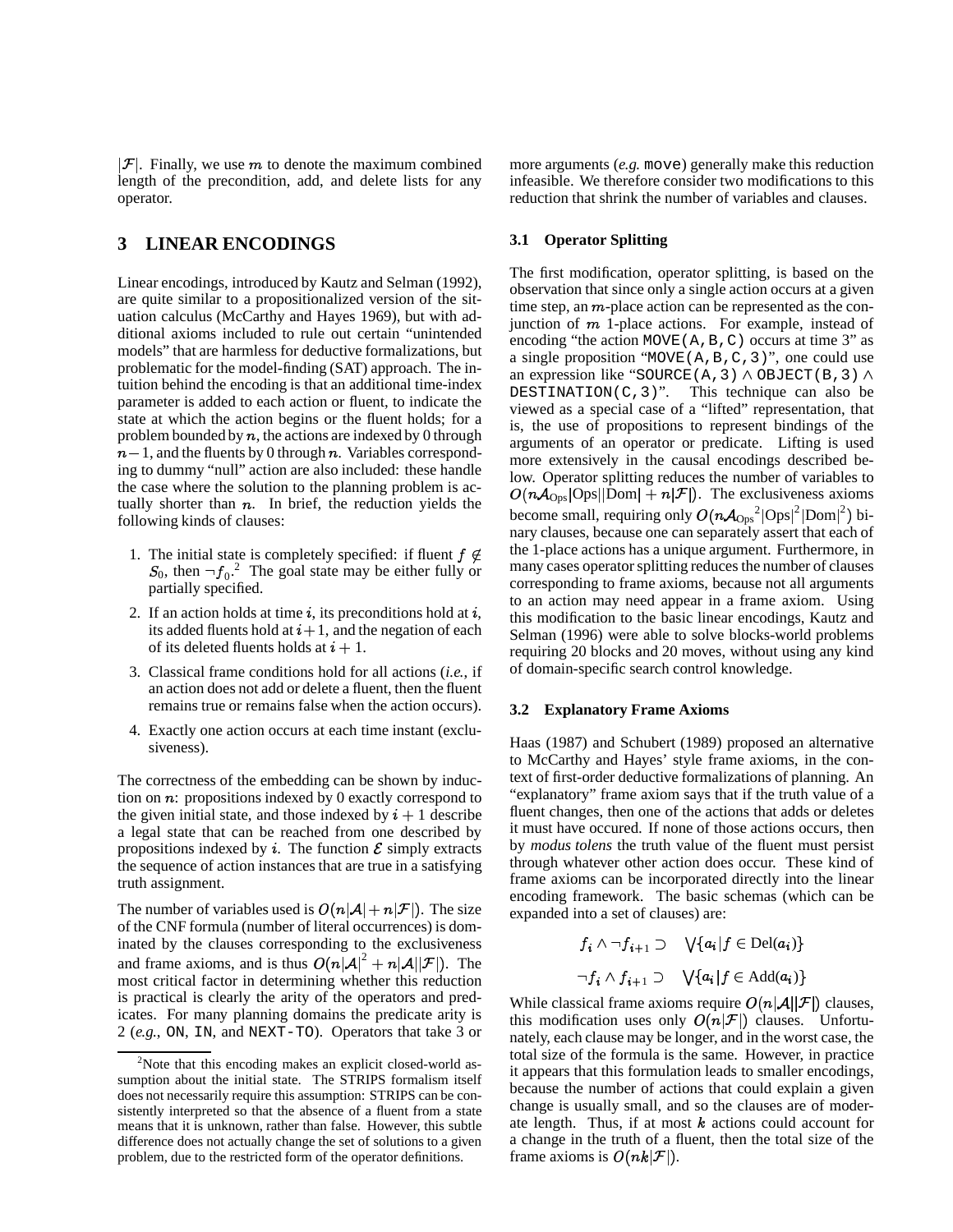$|\mathcal{F}|$. Finally, we use $m$ to denote the maximum combined length of the precondition, add, and delete lists for any operator.

## 3 LINEAR ENCODINGS

Linear encodings, introduced by Kautz and Selman (1992), are quite similar to a propositionalized version of the situation calculus (McCarthy and Hayes 1969), but with additional axioms included to rule out certain "unintended models" that are harmless for deductive formalizations, but problematic for the model-finding (SAT) approach. The intuition behind the encoding is that an additional time-index parameter is added to each action or fluent, to indicate the state at which the action begins or the fluent holds; for a problem bounded by $n$, the actions are indexed by 0 through $n-1$, and the fluents by 0 through $n$. Variables corresponding to dummy "null" action are also included: these handle the case where the solution to the planning problem is actually shorter than $n$. In brief, the reduction yields the following kinds of clauses:

1. The initial state is completely specified: if fluent $f \notin S_0$, then $\neg f_0$.[2] The goal state may be either fully or partially specified.
2. If an action holds at time $i$, its preconditions hold at $i$, its added fluents hold at $i+1$, and the negation of each of its deleted fluents holds at $i+1$.
3. Classical frame conditions hold for all actions (*i.e.*, if an action does not add or delete a fluent, then the fluent remains true or remains false when the action occurs).
4. Exactly one action occurs at each time instant (exclusiveness).

The correctness of the embedding can be shown by induction on $n$: propositions indexed by 0 exactly correspond to the given initial state, and those indexed by $i+1$ describe a legal state that can be reached from one described by propositions indexed by $i$. The function $\mathcal{E}$ simply extracts the sequence of action instances that are true in a satisfying truth assignment.

The number of variables used is $O(n|\mathcal{A}| + n|\mathcal{F}|)$. The size of the CNF formula (number of literal occurrences) is dominated by the clauses corresponding to the exclusiveness and frame axioms, and is thus $O(n|\mathcal{A}|^2 + n|\mathcal{A}||\mathcal{F}|)$. The most critical factor in determining whether this reduction is practical is clearly the arity of the operators and predicates. For many planning domains the predicate arity is 2 (*e.g.*, `ON`, `IN`, and `NEXT-TO`). Operators that take 3 or more arguments (*e.g.* `move`) generally make this reduction infeasible. We therefore consider two modifications to this reduction that shrink the number of variables and clauses.

[2] Note that this encoding makes an explicit closed-world assumption about the initial state. The STRIPS formalism itself does not necessarily require this assumption: STRIPS can be consistently interpreted so that the absence of a fluent from a state means that it is unknown, rather than false. However, this subtle difference does not actually change the set of solutions to a given problem, due to the restricted form of the operator definitions.

### 3.1 Operator Splitting

The first modification, operator splitting, is based on the observation that since only a single action occurs at a given time step, an $m$-place action can be represented as the conjunction of $m$ 1-place actions. For example, instead of encoding "the action `MOVE(A,B,C)` occurs at time 3" as a single proposition "`MOVE(A,B,C,3)`", one could use an expression like "`SOURCE(A,3)` $\wedge$ `OBJECT(B,3)` $\wedge$ `DESTINATION(C,3)`". This technique can also be viewed as a special case of a "lifted" representation, that is, the use of propositions to represent bindings of the arguments of an operator or predicate. Lifting is used more extensively in the causal encodings described below. Operator splitting reduces the number of variables to $O(n\mathcal{A}_{\text{Ops}}|\text{Ops}||\text{Dom}| + n|\mathcal{F}|)$. The exclusiveness axioms become small, requiring only $O(n\mathcal{A}_{\text{Ops}}{}^2|\text{Ops}|^2|\text{Dom}|^2)$ binary clauses, because one can separately assert that each of the 1-place actions has a unique argument. Furthermore, in many cases operator splitting reduces the number of clauses corresponding to frame axioms, because not all arguments to an action may need appear in a frame axiom. Using this modification to the basic linear encodings, Kautz and Selman (1996) were able to solve blocks-world problems requiring 20 blocks and 20 moves, without using any kind of domain-specific search control knowledge.

### 3.2 Explanatory Frame Axioms

Haas (1987) and Schubert (1989) proposed an alternative to McCarthy and Hayes' style frame axioms, in the context of first-order deductive formalizations of planning. An "explanatory" frame axiom says that if the truth value of a fluent changes, then one of the actions that adds or deletes it must have occured. If none of those actions occurs, then by *modus tolens* the truth value of the fluent must persist through whatever other action does occur. These kind of frame axioms can be incorporated directly into the linear encoding framework. The basic schemas (which can be expanded into a set of clauses) are:

$$f_i \wedge \neg f_{i+1} \supset \quad \bigvee\{a_i \mid f \in \text{Del}(a_i)\}$$

$$\neg f_i \wedge f_{i+1} \supset \quad \bigvee\{a_i \mid f \in \text{Add}(a_i)\}$$

While classical frame axioms require $O(n|\mathcal{A}||\mathcal{F}|)$ clauses, this modification uses only $O(n|\mathcal{F}|)$ clauses. Unfortunately, each clause may be longer, and in the worst case, the total size of the formula is the same. However, in practice it appears that this formulation leads to smaller encodings, because the number of actions that could explain a given change is usually small, and so the clauses are of moderate length. Thus, if at most $k$ actions could account for a change in the truth of a fluent, then the total size of the frame axioms is $O(nk|\mathcal{F}|)$.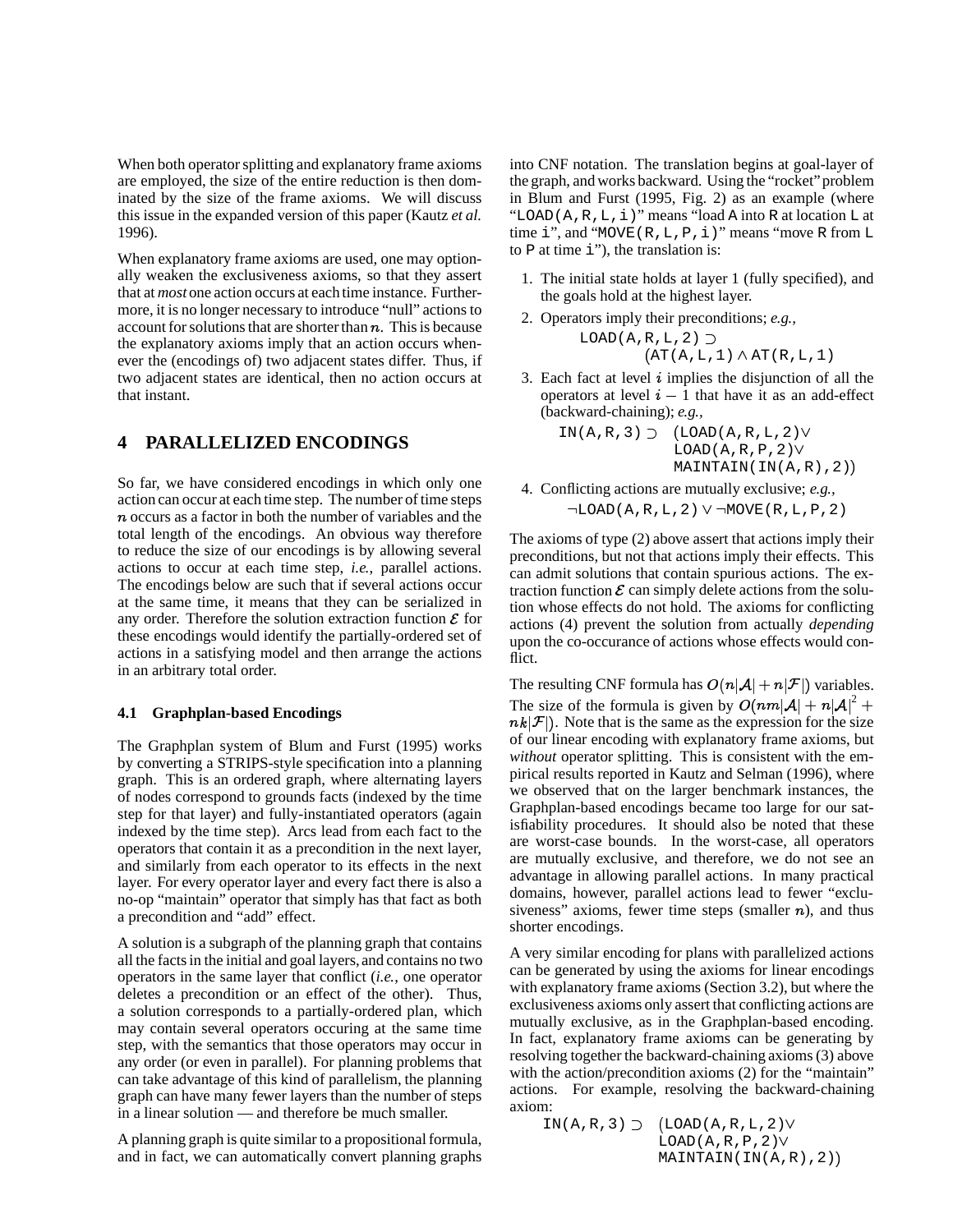When both operator splitting and explanatory frame axioms are employed, the size of the entire reduction is then dominated by the size of the frame axioms. We will discuss this issue in the expanded version of this paper (Kautz *et al.* 1996).

When explanatory frame axioms are used, one may optionally weaken the exclusiveness axioms, so that they assert that at *most* one action occurs at each time instance. Furthermore, it is no longer necessary to introduce "null" actions to account for solutions that are shorter than $n$. This is because the explanatory axioms imply that an action occurs whenever the (encodings of) two adjacent states differ. Thus, if two adjacent states are identical, then no action occurs at that instant.

## 4 PARALLELIZED ENCODINGS

So far, we have considered encodings in which only one action can occur at each time step. The number of time steps $n$ occurs as a factor in both the number of variables and the total length of the encodings. An obvious way therefore to reduce the size of our encodings is by allowing several actions to occur at each time step, *i.e.*, parallel actions. The encodings below are such that if several actions occur at the same time, it means that they can be serialized in any order. Therefore the solution extraction function $\mathcal{E}$ for these encodings would identify the partially-ordered set of actions in a satisfying model and then arrange the actions in an arbitrary total order.

### 4.1 Graphplan-based Encodings

The Graphplan system of Blum and Furst (1995) works by converting a STRIPS-style specification into a planning graph. This is an ordered graph, where alternating layers of nodes correspond to grounds facts (indexed by the time step for that layer) and fully-instantiated operators (again indexed by the time step). Arcs lead from each fact to the operators that contain it as a precondition in the next layer, and similarly from each operator to its effects in the next layer. For every operator layer and every fact there is also a no-op "maintain" operator that simply has that fact as both a precondition and "add" effect.

A solution is a subgraph of the planning graph that contains all the facts in the initial and goal layers, and contains no two operators in the same layer that conflict (*i.e.*, one operator deletes a precondition or an effect of the other). Thus, a solution corresponds to a partially-ordered plan, which may contain several operators occuring at the same time step, with the semantics that those operators may occur in any order (or even in parallel). For planning problems that can take advantage of this kind of parallelism, the planning graph can have many fewer layers than the number of steps in a linear solution — and therefore be much smaller.

A planning graph is quite similar to a propositional formula, and in fact, we can automatically convert planning graphs into CNF notation. The translation begins at goal-layer of the graph, and works backward. Using the "rocket" problem in Blum and Furst (1995, Fig. 2) as an example (where "LOAD(A,R,L,i)" means "load A into R at location L at time i", and "MOVE(R,L,P,i)" means "move R from L to P at time i"), the translation is:

1. The initial state holds at layer 1 (fully specified), and the goals hold at the highest layer.
2. Operators imply their preconditions; *e.g.,*
   LOAD(A,R,L,2) $\supset$ (AT(A,L,1) $\wedge$ AT(R,L,1))
3. Each fact at level $i$ implies the disjunction of all the operators at level $i-1$ that have it as an add-effect (backward-chaining); *e.g.,*
   IN(A,R,3) $\supset$ (LOAD(A,R,L,2) $\vee$ LOAD(A,R,P,2) $\vee$ MAINTAIN(IN(A,R),2))
4. Conflicting actions are mutually exclusive; *e.g.,*
   $\neg$LOAD(A,R,L,2) $\vee$ $\neg$MOVE(R,L,P,2)

The axioms of type (2) above assert that actions imply their preconditions, but not that actions imply their effects. This can admit solutions that contain spurious actions. The extraction function $\mathcal{E}$ can simply delete actions from the solution whose effects do not hold. The axioms for conflicting actions (4) prevent the solution from actually *depending* upon the co-occurance of actions whose effects would conflict.

The resulting CNF formula has $O(n|\mathcal{A}| + n|\mathcal{F}|)$ variables. The size of the formula is given by $O(nm|\mathcal{A}| + n|\mathcal{A}|^2 + nk|\mathcal{F}|)$. Note that is the same as the expression for the size of our linear encoding with explanatory frame axioms, but *without* operator splitting. This is consistent with the empirical results reported in Kautz and Selman (1996), where we observed that on the larger benchmark instances, the Graphplan-based encodings became too large for our satisfiability procedures. It should also be noted that these are worst-case bounds. In the worst-case, all operators are mutually exclusive, and therefore, we do not see an advantage in allowing parallel actions. In many practical domains, however, parallel actions lead to fewer "exclusiveness" axioms, fewer time steps (smaller $n$), and thus shorter encodings.

A very similar encoding for plans with parallelized actions can be generated by using the axioms for linear encodings with explanatory frame axioms (Section 3.2), but where the exclusiveness axioms only assert that conflicting actions are mutually exclusive, as in the Graphplan-based encoding. In fact, explanatory frame axioms can be generating by resolving together the backward-chaining axioms (3) above with the action/precondition axioms (2) for the "maintain" actions. For example, resolving the backward-chaining axiom:

IN(A,R,3) $\supset$ (LOAD(A,R,L,2) $\vee$ LOAD(A,R,P,2) $\vee$ MAINTAIN(IN(A,R),2))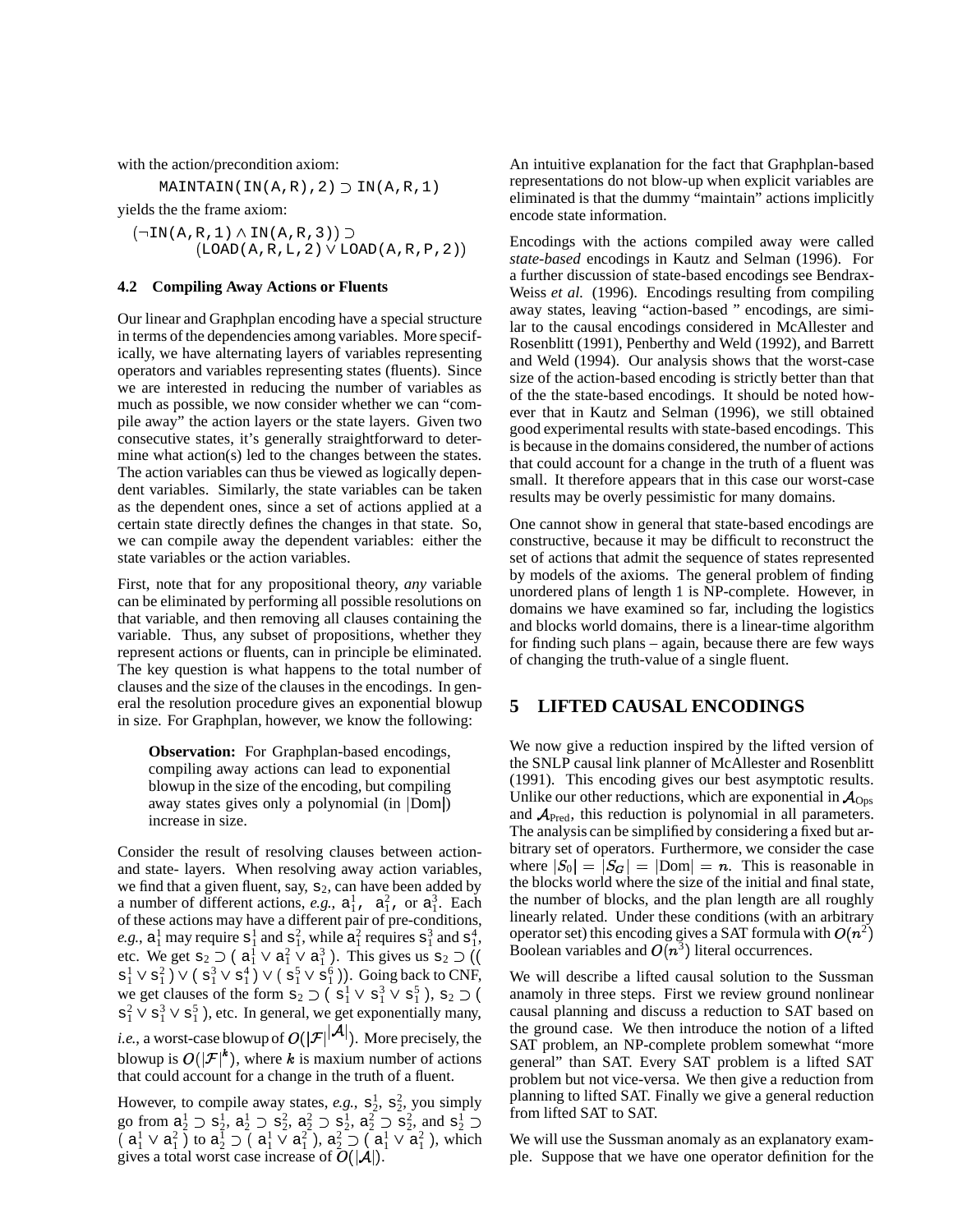with the action/precondition axiom:

$$\text{MAINTAIN(IN(A,R),2)} \supset \text{IN(A,R,1)}$$

yields the the frame axiom:

$$(\neg\text{IN(A,R,1)} \wedge \text{IN(A,R,3)}) \supset (\text{LOAD(A,R,L,2)} \vee \text{LOAD(A,R,P,2)})$$

### 4.2 Compiling Away Actions or Fluents

Our linear and Graphplan encoding have a special structure in terms of the dependencies among variables. More specifically, we have alternating layers of variables representing operators and variables representing states (fluents). Since we are interested in reducing the number of variables as much as possible, we now consider whether we can "compile away" the action layers or the state layers. Given two consecutive states, it's generally straightforward to determine what action(s) led to the changes between the states. The action variables can thus be viewed as logically dependent variables. Similarly, the state variables can be taken as the dependent ones, since a set of actions applied at a certain state directly defines the changes in that state. So, we can compile away the dependent variables: either the state variables or the action variables.

First, note that for any propositional theory, *any* variable can be eliminated by performing all possible resolutions on that variable, and then removing all clauses containing the variable. Thus, any subset of propositions, whether they represent actions or fluents, can in principle be eliminated. The key question is what happens to the total number of clauses and the size of the clauses in the encodings. In general the resolution procedure gives an exponential blowup in size. For Graphplan, however, we know the following:

> **Observation:** For Graphplan-based encodings, compiling away actions can lead to exponential blowup in the size of the encoding, but compiling away states gives only a polynomial (in $|\text{Dom}|$) increase in size.

Consider the result of resolving clauses between action- and state- layers. When resolving away action variables, we find that a given fluent, say, $s_2$, can have been added by a number of different actions, *e.g.*, $a_1^1$, $a_1^2$, or $a_1^3$. Each of these actions may have a different pair of pre-conditions, *e.g.*, $a_1^1$ may require $s_1^1$ and $s_1^2$, while $a_1^2$ requires $s_1^3$ and $s_1^4$, etc. We get $s_2 \supset (a_1^1 \vee a_1^2 \vee a_1^3)$. This gives us $s_2 \supset ((s_1^1 \vee s_1^2) \vee (s_1^3 \vee s_1^4) \vee (s_1^5 \vee s_1^6))$. Going back to CNF, we get clauses of the form $s_2 \supset (s_1^1 \vee s_1^3 \vee s_1^5)$, $s_2 \supset (s_1^2 \vee s_1^3 \vee s_1^5)$, etc. In general, we get exponentially many, *i.e.*, a worst-case blowup of $O(|\mathcal{F}|^{|\mathcal{A}|})$. More precisely, the blowup is $O(|\mathcal{F}|^k)$, where $k$ is maxium number of actions that could account for a change in the truth of a fluent.

However, to compile away states, *e.g.*, $s_2^1$, $s_2^2$, you simply go from $a_2^1 \supset s_2^1$, $a_2^1 \supset s_2^2$, $a_2^2 \supset s_2^1$, $a_2^2 \supset s_2^2$, and $s_2^1 \supset (a_1^1 \vee a_1^2)$ to $a_2^1 \supset (a_1^1 \vee a_1^2)$, $a_2^2 \supset (a_1^1 \vee a_1^2)$, which gives a total worst case increase of $O(|\mathcal{A}|)$.

An intuitive explanation for the fact that Graphplan-based representations do not blow-up when explicit variables are eliminated is that the dummy "maintain" actions implicitly encode state information.

Encodings with the actions compiled away were called *state-based* encodings in Kautz and Selman (1996). For a further discussion of state-based encodings see Bendrax-Weiss *et al.* (1996). Encodings resulting from compiling away states, leaving "action-based " encodings, are similar to the causal encodings considered in McAllester and Rosenblitt (1991), Penberthy and Weld (1992), and Barrett and Weld (1994). Our analysis shows that the worst-case size of the action-based encoding is strictly better than that of the the state-based encodings. It should be noted however that in Kautz and Selman (1996), we still obtained good experimental results with state-based encodings. This is because in the domains considered, the number of actions that could account for a change in the truth of a fluent was small. It therefore appears that in this case our worst-case results may be overly pessimistic for many domains.

One cannot show in general that state-based encodings are constructive, because it may be difficult to reconstruct the set of actions that admit the sequence of states represented by models of the axioms. The general problem of finding unordered plans of length 1 is NP-complete. However, in domains we have examined so far, including the logistics and blocks world domains, there is a linear-time algorithm for finding such plans – again, because there are few ways of changing the truth-value of a single fluent.

## 5 LIFTED CAUSAL ENCODINGS

We now give a reduction inspired by the lifted version of the SNLP causal link planner of McAllester and Rosenblitt (1991). This encoding gives our best asymptotic results. Unlike our other reductions, which are exponential in $\mathcal{A}_{\text{Ops}}$ and $\mathcal{A}_{\text{Pred}}$, this reduction is polynomial in all parameters. The analysis can be simplified by considering a fixed but arbitrary set of operators. Furthermore, we consider the case where $|S_0| = |S_G| = |\text{Dom}| = n$. This is reasonable in the blocks world where the size of the initial and final state, the number of blocks, and the plan length are all roughly linearly related. Under these conditions (with an arbitrary operator set) this encoding gives a SAT formula with $O(n^2)$ Boolean variables and $O(n^3)$ literal occurrences.

We will describe a lifted causal solution to the Sussman anamoly in three steps. First we review ground nonlinear causal planning and discuss a reduction to SAT based on the ground case. We then introduce the notion of a lifted SAT problem, an NP-complete problem somewhat "more general" than SAT. Every SAT problem is a lifted SAT problem but not vice-versa. We then give a reduction from planning to lifted SAT. Finally we give a general reduction from lifted SAT to SAT.

We will use the Sussman anomaly as an explanatory example. Suppose that we have one operator definition for the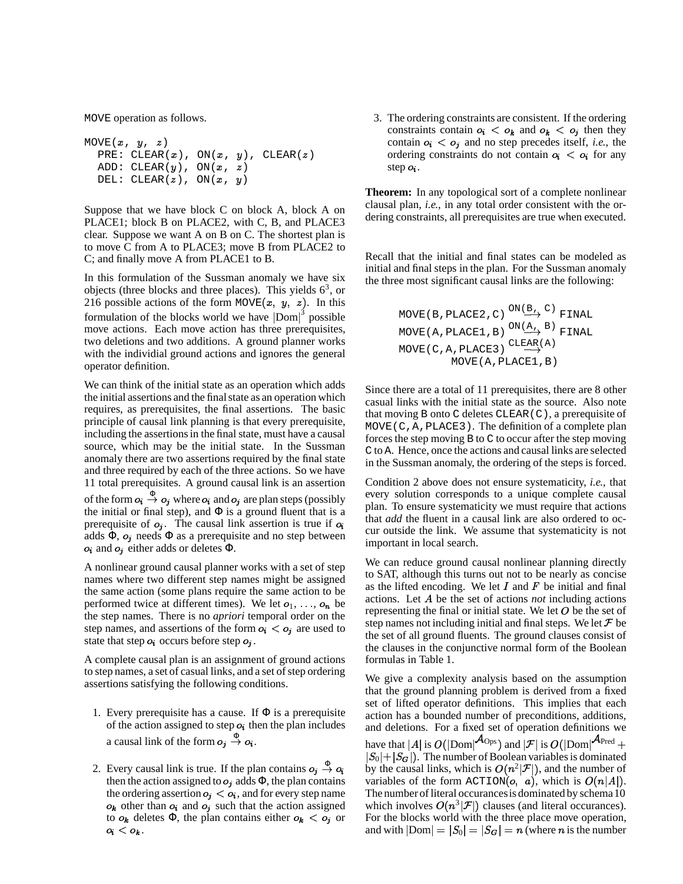MOVE operation as follows.

```
MOVE(x, y, z)
  PRE: CLEAR(x), ON(x, y), CLEAR(z)
  ADD: CLEAR(y), ON(x, z)
  DEL: CLEAR(z), ON(x, y)
```

Suppose that we have block C on block A, block A on PLACE1; block B on PLACE2, with C, B, and PLACE3 clear. Suppose we want A on B on C. The shortest plan is to move C from A to PLACE3; move B from PLACE2 to C; and finally move A from PLACE1 to B.

In this formulation of the Sussman anomaly we have six objects (three blocks and three places). This yields $6^3$, or 216 possible actions of the form MOVE($x$, $y$, $z$). In this formulation of the blocks world we have $|\text{Dom}|^3$ possible move actions. Each move action has three prerequisites, two deletions and two additions. A ground planner works with the individial ground actions and ignores the general operator definition.

We can think of the initial state as an operation which adds the initial assertions and the final state as an operation which requires, as prerequisites, the final assertions. The basic principle of causal link planning is that every prerequisite, including the assertions in the final state, must have a causal source, which may be the initial state. In the Sussman anomaly there are two assertions required by the final state and three required by each of the three actions. So we have 11 total prerequisites. A ground causal link is an assertion of the form $o_i \xrightarrow{\Phi} o_j$ where $o_i$ and $o_j$ are plan steps (possibly the initial or final step), and $\Phi$ is a ground fluent that is a prerequisite of $o_j$. The causal link assertion is true if $o_i$ adds $\Phi$, $o_j$ needs $\Phi$ as a prerequisite and no step between $o_i$ and $o_j$ either adds or deletes $\Phi$.

A nonlinear ground causal planner works with a set of step names where two different step names might be assigned the same action (some plans require the same action to be performed twice at different times). We let $o_1, \ldots, o_n$ be the step names. There is no *apriori* temporal order on the step names, and assertions of the form $o_i < o_j$ are used to state that step $o_i$ occurs before step $o_j$.

A complete causal plan is an assignment of ground actions to step names, a set of casual links, and a set of step ordering assertions satisfying the following conditions.

1. Every prerequisite has a cause. If $\Phi$ is a prerequisite of the action assigned to step $o_i$ then the plan includes a causal link of the form $o_j \xrightarrow{\Phi} o_i$.
2. Every causal link is true. If the plan contains $o_j \xrightarrow{\Phi} o_i$ then the action assigned to $o_j$ adds $\Phi$, the plan contains the ordering assertion $o_j < o_i$, and for every step name $o_k$ other than $o_i$ and $o_j$ such that the action assigned to $o_k$ deletes $\Phi$, the plan contains either $o_k < o_j$ or $o_i < o_k$.
3. The ordering constraints are consistent. If the ordering constraints contain $o_i < o_k$ and $o_k < o_j$ then they contain $o_i < o_j$ and no step precedes itself, *i.e.*, the ordering constraints do not contain $o_i < o_i$ for any step $o_i$.

**Theorem:** In any topological sort of a complete nonlinear clausal plan, *i.e.*, in any total order consistent with the ordering constraints, all prerequisites are true when executed.

Recall that the initial and final states can be modeled as initial and final steps in the plan. For the Sussman anomaly the three most significant causal links are the following:

$$\text{MOVE(B,PLACE2,C)} \xrightarrow{\text{ON(B, C)}} \text{FINAL}$$
$$\text{MOVE(A,PLACE1,B)} \xrightarrow{\text{ON(A, B)}} \text{FINAL}$$
$$\text{MOVE(C,A,PLACE3)} \xrightarrow{\text{CLEAR(A)}} \text{MOVE(A,PLACE1,B)}$$

Since there are a total of 11 prerequisites, there are 8 other casual links with the initial state as the source. Also note that moving B onto C deletes CLEAR(C), a prerequisite of MOVE(C,A,PLACE3). The definition of a complete plan forces the step moving B to C to occur after the step moving C to A. Hence, once the actions and causal links are selected in the Sussman anomaly, the ordering of the steps is forced.

Condition 2 above does not ensure systematicity, *i.e.*, that every solution corresponds to a unique complete causal plan. To ensure systematicity we must require that actions that *add* the fluent in a causal link are also ordered to occur outside the link. We assume that systematicity is not important in local search.

We can reduce ground causal nonlinear planning directly to SAT, although this turns out not to be nearly as concise as the lifted encoding. We let $I$ and $F$ be initial and final actions. Let $A$ be the set of actions *not* including actions representing the final or initial state. We let $O$ be the set of step names not including initial and final steps. We let $\mathcal{F}$ be the set of all ground fluents. The ground clauses consist of the clauses in the conjunctive normal form of the Boolean formulas in Table 1.

We give a complexity analysis based on the assumption that the ground planning problem is derived from a fixed set of lifted operator definitions. This implies that each action has a bounded number of preconditions, additions, and deletions. For a fixed set of operation definitions we have that $|A|$ is $O(|\text{Dom}|^{\mathcal{A}_{\text{Ops}}})$ and $|\mathcal{F}|$ is $O(|\text{Dom}|^{\mathcal{A}_{\text{Pred}}} + |S_0| + |S_G|)$. The number of Boolean variables is dominated by the causal links, which is $O(n^2|\mathcal{F}|)$, and the number of variables of the form ACTION($o$, $a$), which is $O(n|A|)$. The number of literal occurances is dominated by schema 10 which involves $O(n^3|\mathcal{F}|)$ clauses (and literal occurances). For the blocks world with the three place move operation, and with $|\text{Dom}| = |S_0| = |S_G| = n$ (where $n$ is the number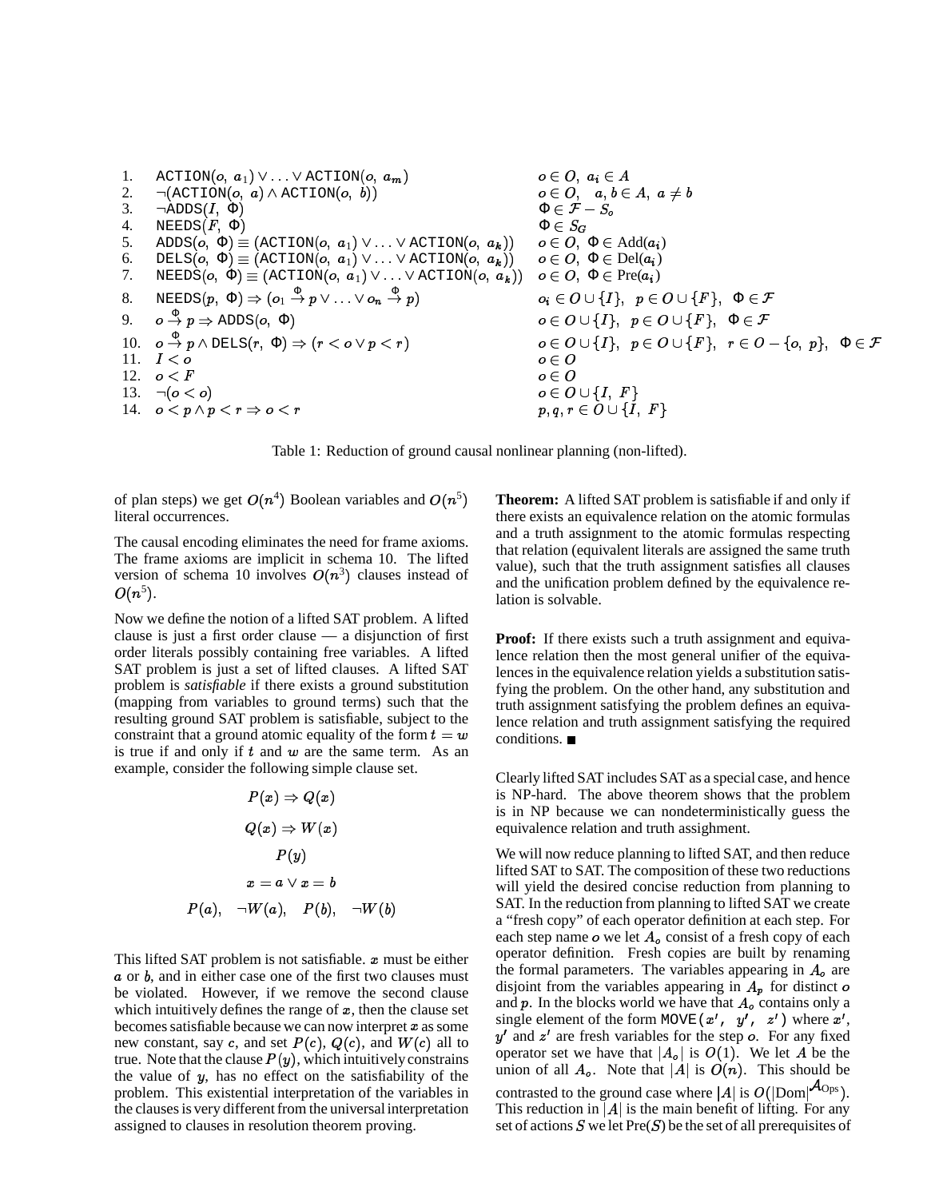| | | |
|---|---|---|
| 1. | $\texttt{ACTION}(o,\ a_1) \vee \ldots \vee \texttt{ACTION}(o,\ a_m)$ | $o \in O,\ a_i \in A$ |
| 2. | $\neg(\texttt{ACTION}(o,\ a) \wedge \texttt{ACTION}(o,\ b))$ | $o \in O,\quad a, b \in A,\ a \neq b$ |
| 3. | $\neg\texttt{ADDS}(I,\ \Phi)$ | $\Phi \in \mathcal{F} - S_o$ |
| 4. | $\texttt{NEEDS}(F,\ \Phi)$ | $\Phi \in S_G$ |
| 5. | $\texttt{ADDS}(o,\ \Phi) \equiv (\texttt{ACTION}(o,\ a_1) \vee \ldots \vee \texttt{ACTION}(o,\ a_k))$ | $o \in O,\ \Phi \in \text{Add}(a_i)$ |
| 6. | $\texttt{DELS}(o,\ \Phi) \equiv (\texttt{ACTION}(o,\ a_1) \vee \ldots \vee \texttt{ACTION}(o,\ a_k))$ | $o \in O,\ \Phi \in \text{Del}(a_i)$ |
| 7. | $\texttt{NEEDS}(o,\ \Phi) \equiv (\texttt{ACTION}(o,\ a_1) \vee \ldots \vee \texttt{ACTION}(o,\ a_k))$ | $o \in O,\ \Phi \in \text{Pre}(a_i)$ |
| 8. | $\texttt{NEEDS}(p,\ \Phi) \Rightarrow (o_1 \stackrel{\Phi}{\rightarrow} p \vee \ldots \vee o_n \stackrel{\Phi}{\rightarrow} p)$ | $o_i \in O \cup \{I\},\ \ p \in O \cup \{F\},\ \ \Phi \in \mathcal{F}$ |
| 9. | $o \stackrel{\Phi}{\rightarrow} p \Rightarrow \texttt{ADDS}(o,\ \Phi)$ | $o \in O \cup \{I\},\ \ p \in O \cup \{F\},\ \ \Phi \in \mathcal{F}$ |
| 10. | $o \stackrel{\Phi}{\rightarrow} p \wedge \texttt{DELS}(r,\ \Phi) \Rightarrow (r < o \vee p < r)$ | $o \in O \cup \{I\},\ \ p \in O \cup \{F\},\ \ r \in O - \{o,\ p\},\ \ \Phi \in \mathcal{F}$ |
| 11. | $I < o$ | $o \in O$ |
| 12. | $o < F$ | $o \in O$ |
| 13. | $\neg(o < o)$ | $o \in O \cup \{I,\ F\}$ |
| 14. | $o < p \wedge p < r \Rightarrow o < r$ | $p, q, r \in O \cup \{I,\ F\}$ |

Table 1: Reduction of ground causal nonlinear planning (non-lifted).

of plan steps) we get $O(n^4)$ Boolean variables and $O(n^5)$ literal occurrences.

The causal encoding eliminates the need for frame axioms. The frame axioms are implicit in schema 10. The lifted version of schema 10 involves $O(n^3)$ clauses instead of $O(n^5)$.

Now we define the notion of a lifted SAT problem. A lifted clause is just a first order clause — a disjunction of first order literals possibly containing free variables. A lifted SAT problem is just a set of lifted clauses. A lifted SAT problem is *satisfiable* if there exists a ground substitution (mapping from variables to ground terms) such that the resulting ground SAT problem is satisfiable, subject to the constraint that a ground atomic equality of the form $t = w$ is true if and only if $t$ and $w$ are the same term. As an example, consider the following simple clause set.

$$P(x) \Rightarrow Q(x)$$

$$Q(x) \Rightarrow W(x)$$

$$P(y)$$

$$x = a \vee x = b$$

$$P(a),\quad \neg W(a),\quad P(b),\quad \neg W(b)$$

This lifted SAT problem is not satisfiable. $x$ must be either $a$ or $b$, and in either case one of the first two clauses must be violated. However, if we remove the second clause which intuitively defines the range of $x$, then the clause set becomes satisfiable because we can now interpret $x$ as some new constant, say $c$, and set $P(c)$, $Q(c)$, and $W(c)$ all to true. Note that the clause $P(y)$, which intuitively constrains the value of $y$, has no effect on the satisfiability of the problem. This existential interpretation of the variables in the clauses is very different from the universal interpretation assigned to clauses in resolution theorem proving.

**Theorem:** A lifted SAT problem is satisfiable if and only if there exists an equivalence relation on the atomic formulas and a truth assignment to the atomic formulas respecting that relation (equivalent literals are assigned the same truth value), such that the truth assignment satisfies all clauses and the unification problem defined by the equivalence relation is solvable.

**Proof:** If there exists such a truth assignment and equivalence relation then the most general unifier of the equivalences in the equivalence relation yields a substitution satisfying the problem. On the other hand, any substitution and truth assignment satisfying the problem defines an equivalence relation and truth assignment satisfying the required conditions. ■

Clearly lifted SAT includes SAT as a special case, and hence is NP-hard. The above theorem shows that the problem is in NP because we can nondeterministically guess the equivalence relation and truth assighment.

We will now reduce planning to lifted SAT, and then reduce lifted SAT to SAT. The composition of these two reductions will yield the desired concise reduction from planning to SAT. In the reduction from planning to lifted SAT we create a "fresh copy" of each operator definition at each step. For each step name $o$ we let $A_o$ consist of a fresh copy of each operator definition. Fresh copies are built by renaming the formal parameters. The variables appearing in $A_o$ are disjoint from the variables appearing in $A_p$ for distinct $o$ and $p$. In the blocks world we have that $A_o$ contains only a single element of the form $\texttt{MOVE}(x',\ y',\ z')$ where $x'$, $y'$ and $z'$ are fresh variables for the step $o$. For any fixed operator set we have that $|A_o|$ is $O(1)$. We let $A$ be the union of all $A_o$. Note that $|A|$ is $O(n)$. This should be contrasted to the ground case where $|A|$ is $O(|\text{Dom}|^{\mathcal{A}_{\text{Ops}}})$. This reduction in $|A|$ is the main benefit of lifting. For any set of actions $S$ we let Pre($S$) be the set of all prerequisites of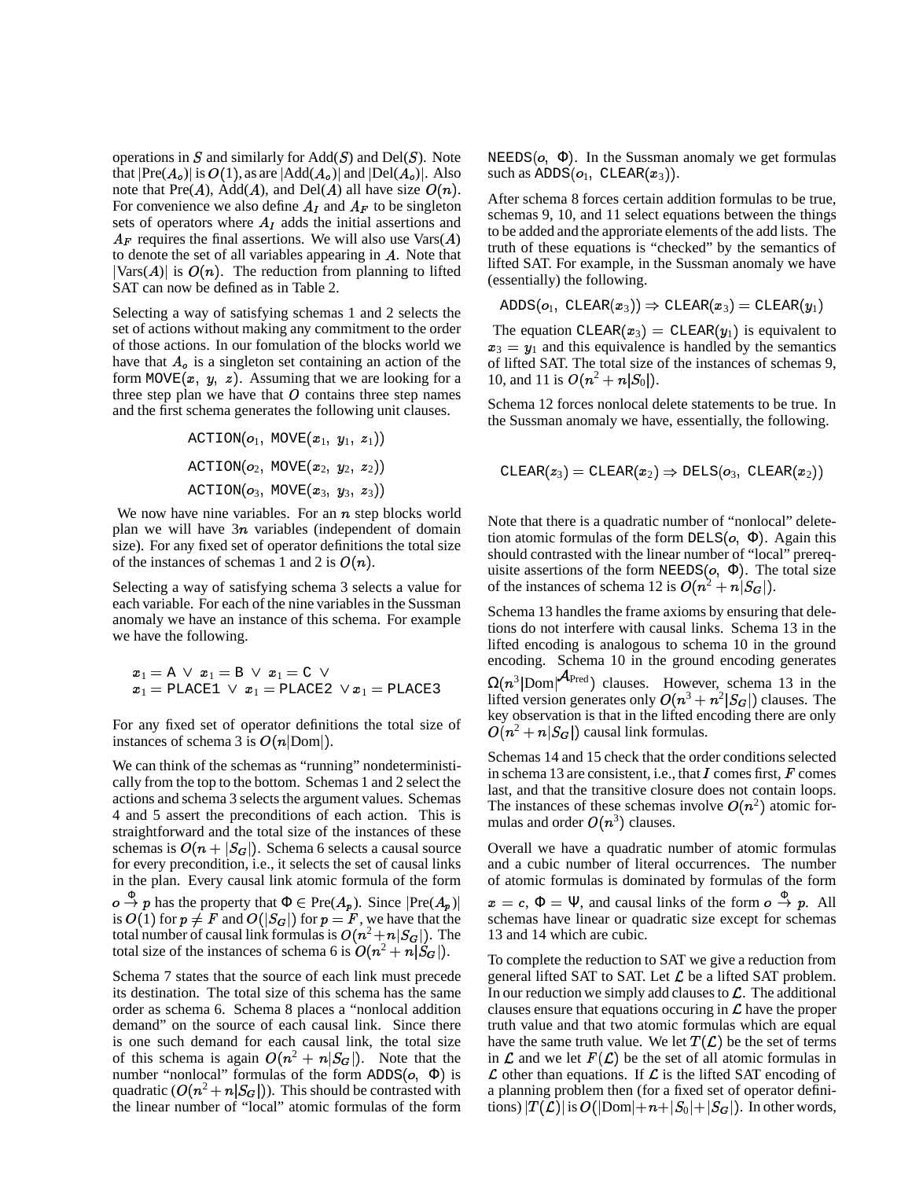operations in $S$ and similarly for Add($S$) and Del($S$). Note that $|\text{Pre}(A_o)|$ is $O(1)$, as are $|\text{Add}(A_o)|$ and $|\text{Del}(A_o)|$. Also note that Pre($A$), Add($A$), and Del($A$) all have size $O(n)$. For convenience we also define $A_I$ and $A_F$ to be singleton sets of operators where $A_I$ adds the initial assertions and $A_F$ requires the final assertions. We will also use Vars($A$) to denote the set of all variables appearing in $A$. Note that $|\text{Vars}(A)|$ is $O(n)$. The reduction from planning to lifted SAT can now be defined as in Table 2.

Selecting a way of satisfying schemas 1 and 2 selects the set of actions without making any commitment to the order of those actions. In our fomulation of the blocks world we have that $A_o$ is a singleton set containing an action of the form $\texttt{MOVE}(x,\ y,\ z)$. Assuming that we are looking for a three step plan we have that $O$ contains three step names and the first schema generates the following unit clauses.

$$\texttt{ACTION}(o_1,\ \texttt{MOVE}(x_1,\ y_1,\ z_1))$$
$$\texttt{ACTION}(o_2,\ \texttt{MOVE}(x_2,\ y_2,\ z_2))$$
$$\texttt{ACTION}(o_3,\ \texttt{MOVE}(x_3,\ y_3,\ z_3))$$

We now have nine variables. For an $n$ step blocks world plan we will have $3n$ variables (independent of domain size). For any fixed set of operator definitions the total size of the instances of schemas 1 and 2 is $O(n)$.

Selecting a way of satisfying schema 3 selects a value for each variable. For each of the nine variables in the Sussman anomaly we have an instance of this schema. For example we have the following.

$$x_1 = \texttt{A} \lor x_1 = \texttt{B} \lor x_1 = \texttt{C} \lor$$
$$x_1 = \texttt{PLACE1} \lor x_1 = \texttt{PLACE2} \lor x_1 = \texttt{PLACE3}$$

For any fixed set of operator definitions the total size of instances of schema 3 is $O(n|\text{Dom}|)$.

We can think of the schemas as "running" nondeterministically from the top to the bottom. Schemas 1 and 2 select the actions and schema 3 selects the argument values. Schemas 4 and 5 assert the preconditions of each action. This is straightforward and the total size of the instances of these schemas is $O(n + |S_G|)$. Schema 6 selects a causal source for every precondition, i.e., it selects the set of causal links in the plan. Every causal link atomic formula of the form $o \stackrel{\Phi}{\rightarrow} p$ has the property that $\Phi \in \text{Pre}(A_p)$. Since $|\text{Pre}(A_p)|$ is $O(1)$ for $p \neq F$ and $O(|S_G|)$ for $p = F$, we have that the total number of causal link formulas is $O(n^2 + n|S_G|)$. The total size of the instances of schema 6 is $O(n^2 + n|S_G|)$.

Schema 7 states that the source of each link must precede its destination. The total size of this schema has the same order as schema 6. Schema 8 places a "nonlocal addition demand" on the source of each causal link. Since there is one such demand for each causal link, the total size of this schema is again $O(n^2 + n|S_G|)$. Note that the number "nonlocal" formulas of the form $\texttt{ADDS}(o,\ \Phi)$ is quadratic ($O(n^2 + n|S_G|)$). This should be contrasted with the linear number of "local" atomic formulas of the form $\texttt{NEEDS}(o,\ \Phi)$. In the Sussman anomaly we get formulas such as $\texttt{ADDS}(o_1,\ \texttt{CLEAR}(x_3))$.

After schema 8 forces certain addition formulas to be true, schemas 9, 10, and 11 select equations between the things to be added and the approriate elements of the add lists. The truth of these equations is "checked" by the semantics of lifted SAT. For example, in the Sussman anomaly we have (essentially) the following.

$$\texttt{ADDS}(o_1,\ \texttt{CLEAR}(x_3)) \Rightarrow \texttt{CLEAR}(x_3) = \texttt{CLEAR}(y_1)$$

The equation $\texttt{CLEAR}(x_3) = \texttt{CLEAR}(y_1)$ is equivalent to $x_3 = y_1$ and this equivalence is handled by the semantics of lifted SAT. The total size of the instances of schemas 9, 10, and 11 is $O(n^2 + n|S_0|)$.

Schema 12 forces nonlocal delete statements to be true. In the Sussman anomaly we have, essentially, the following.

$$\texttt{CLEAR}(z_3) = \texttt{CLEAR}(x_2) \Rightarrow \texttt{DELS}(o_3,\ \texttt{CLEAR}(x_2))$$

Note that there is a quadratic number of "nonlocal" deletetion atomic formulas of the form $\texttt{DELS}(o,\ \Phi)$. Again this should contrasted with the linear number of "local" prerequisite assertions of the form $\texttt{NEEDS}(o,\ \Phi)$. The total size of the instances of schema 12 is $O(n^2 + n|S_G|)$.

Schema 13 handles the frame axioms by ensuring that deletions do not interfere with causal links. Schema 13 in the lifted encoding is analogous to schema 10 in the ground encoding. Schema 10 in the ground encoding generates $\Omega(n^3|\text{Dom}|^{\mathcal{A}_{\text{Pred}}})$ clauses. However, schema 13 in the lifted version generates only $O(n^3 + n^2|S_G|)$ clauses. The key observation is that in the lifted encoding there are only $O(n^2 + n|S_G|)$ causal link formulas.

Schemas 14 and 15 check that the order conditions selected in schema 13 are consistent, i.e., that $I$ comes first, $F$ comes last, and that the transitive closure does not contain loops. The instances of these schemas involve $O(n^2)$ atomic formulas and order $O(n^3)$ clauses.

Overall we have a quadratic number of atomic formulas and a cubic number of literal occurrences. The number of atomic formulas is dominated by formulas of the form $x = c$, $\Phi = \Psi$, and causal links of the form $o \stackrel{\Phi}{\rightarrow} p$. All schemas have linear or quadratic size except for schemas 13 and 14 which are cubic.

To complete the reduction to SAT we give a reduction from general lifted SAT to SAT. Let $\mathcal{L}$ be a lifted SAT problem. In our reduction we simply add clauses to $\mathcal{L}$. The additional clauses ensure that equations occuring in $\mathcal{L}$ have the proper truth value and that two atomic formulas which are equal have the same truth value. We let $T(\mathcal{L})$ be the set of terms in $\mathcal{L}$ and we let $F(\mathcal{L})$ be the set of all atomic formulas in $\mathcal{L}$ other than equations. If $\mathcal{L}$ is the lifted SAT encoding of a planning problem then (for a fixed set of operator definitions) $|T(\mathcal{L})|$ is $O(|\text{Dom}| + n + |S_0| + |S_G|)$. In other words,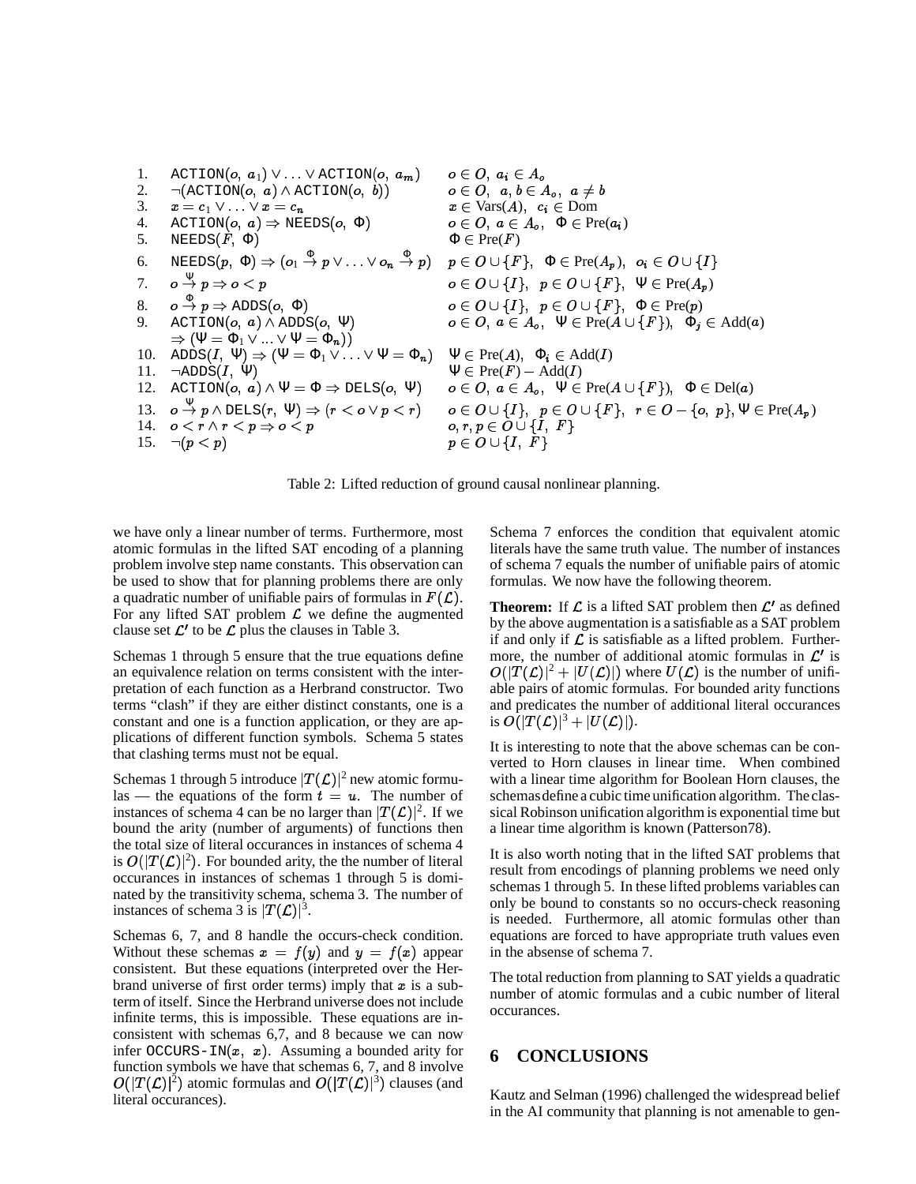| | | |
|---|---|---|
| 1. | $\texttt{ACTION}(o,\ a_1) \vee \ldots \vee \texttt{ACTION}(o,\ a_m)$ | $o \in O,\ a_i \in A_o$ |
| 2. | $\neg(\texttt{ACTION}(o,\ a) \wedge \texttt{ACTION}(o,\ b))$ | $o \in O,\ \ a, b \in A_o,\ \ a \neq b$ |
| 3. | $x = c_1 \vee \ldots \vee x = c_n$ | $x \in \text{Vars}(A),\ \ c_i \in \text{Dom}$ |
| 4. | $\texttt{ACTION}(o,\ a) \Rightarrow \texttt{NEEDS}(o,\ \Phi)$ | $o \in O,\ a \in A_o,\ \ \Phi \in \text{Pre}(a_i)$ |
| 5. | $\texttt{NEEDS}(F,\ \Phi)$ | $\Phi \in \text{Pre}(F)$ |
| 6. | $\texttt{NEEDS}(p,\ \Phi) \Rightarrow (o_1 \stackrel{\Phi}{\rightarrow} p \vee \ldots \vee o_n \stackrel{\Phi}{\rightarrow} p)$ | $p \in O \cup \{F\},\ \ \Phi \in \text{Pre}(A_p),\ \ o_i \in O \cup \{I\}$ |
| 7. | $o \stackrel{\Psi}{\rightarrow} p \Rightarrow o < p$ | $o \in O \cup \{I\},\ \ p \in O \cup \{F\},\ \ \Psi \in \text{Pre}(A_p)$ |
| 8. | $o \stackrel{\Phi}{\rightarrow} p \Rightarrow \texttt{ADDS}(o,\ \Phi)$ | $o \in O \cup \{I\},\ \ p \in O \cup \{F\},\ \ \Phi \in \text{Pre}(p)$ |
| 9. | $\texttt{ACTION}(o,\ a) \wedge \texttt{ADDS}(o,\ \Psi)$ $\Rightarrow (\Psi = \Phi_1 \vee \ldots \vee \Psi = \Phi_n))$ | $o \in O,\ a \in A_o,\ \ \Psi \in \text{Pre}(A \cup \{F\}),\ \ \Phi_j \in \text{Add}(a)$ |
| 10. | $\texttt{ADDS}(I,\ \Psi) \Rightarrow (\Psi = \Phi_1 \vee \ldots \vee \Psi = \Phi_n)$ | $\Psi \in \text{Pre}(A),\ \ \Phi_i \in \text{Add}(I)$ |
| 11. | $\neg\texttt{ADDS}(I,\ \Psi)$ | $\Psi \in \text{Pre}(F) - \text{Add}(I)$ |
| 12. | $\texttt{ACTION}(o,\ a) \wedge \Psi = \Phi \Rightarrow \texttt{DELS}(o,\ \Psi)$ | $o \in O,\ a \in A_o,\ \ \Psi \in \text{Pre}(A \cup \{F\}),\ \ \Phi \in \text{Del}(a)$ |
| 13. | $o \stackrel{\Psi}{\rightarrow} p \wedge \texttt{DELS}(r,\ \Psi) \Rightarrow (r < o \vee p < r)$ | $o \in O \cup \{I\},\ \ p \in O \cup \{F\},\ \ r \in O - \{o,\ p\}, \Psi \in \text{Pre}(A_p)$ |
| 14. | $o < r \wedge r < p \Rightarrow o < p$ | $o, r, p \in O \cup \{I,\ F\}$ |
| 15. | $\neg(p < p)$ | $p \in O \cup \{I,\ F\}$ |

Table 2: Lifted reduction of ground causal nonlinear planning.

we have only a linear number of terms. Furthermore, most atomic formulas in the lifted SAT encoding of a planning problem involve step name constants. This observation can be used to show that for planning problems there are only a quadratic number of unifiable pairs of formulas in $F(\mathcal{L})$. For any lifted SAT problem $\mathcal{L}$ we define the augmented clause set $\mathcal{L}'$ to be $\mathcal{L}$ plus the clauses in Table 3.

Schemas 1 through 5 ensure that the true equations define an equivalence relation on terms consistent with the interpretation of each function as a Herbrand constructor. Two terms "clash" if they are either distinct constants, one is a constant and one is a function application, or they are applications of different function symbols. Schema 5 states that clashing terms must not be equal.

Schemas 1 through 5 introduce $|T(\mathcal{L})|^2$ new atomic formulas — the equations of the form $t = u$. The number of instances of schema 4 can be no larger than $|T(\mathcal{L})|^2$. If we bound the arity (number of arguments) of functions then the total size of literal occurances in instances of schema 4 is $O(|T(\mathcal{L})|^2)$. For bounded arity, the the number of literal occurances in instances of schemas 1 through 5 is dominated by the transitivity schema, schema 3. The number of instances of schema 3 is $|T(\mathcal{L})|^3$.

Schemas 6, 7, and 8 handle the occurs-check condition. Without these schemas $x = f(y)$ and $y = f(x)$ appear consistent. But these equations (interpreted over the Herbrand universe of first order terms) imply that $x$ is a subterm of itself. Since the Herbrand universe does not include infinite terms, this is impossible. These equations are inconsistent with schemas 6,7, and 8 because we can now infer $\texttt{OCCURS-IN}(x,\ x)$. Assuming a bounded arity for function symbols we have that schemas 6, 7, and 8 involve $O(|T(\mathcal{L})|^2)$ atomic formulas and $O(|T(\mathcal{L})|^3)$ clauses (and literal occurances).

Schema 7 enforces the condition that equivalent atomic literals have the same truth value. The number of instances of schema 7 equals the number of unifiable pairs of atomic formulas. We now have the following theorem.

**Theorem:** If $\mathcal{L}$ is a lifted SAT problem then $\mathcal{L}'$ as defined by the above augmentation is a satisfiable as a SAT problem if and only if $\mathcal{L}$ is satisfiable as a lifted problem. Furthermore, the number of additional atomic formulas in $\mathcal{L}'$ is $O(|T(\mathcal{L})|^2 + |U(\mathcal{L})|)$ where $U(\mathcal{L})$ is the number of unifiable pairs of atomic formulas. For bounded arity functions and predicates the number of additional literal occurances is $O(|T(\mathcal{L})|^3 + |U(\mathcal{L})|)$.

It is interesting to note that the above schemas can be converted to Horn clauses in linear time. When combined with a linear time algorithm for Boolean Horn clauses, the schemas define a cubic time unification algorithm. The classical Robinson unification algorithm is exponential time but a linear time algorithm is known (Patterson78).

It is also worth noting that in the lifted SAT problems that result from encodings of planning problems we need only schemas 1 through 5. In these lifted problems variables can only be bound to constants so no occurs-check reasoning is needed. Furthermore, all atomic formulas other than equations are forced to have appropriate truth values even in the absense of schema 7.

The total reduction from planning to SAT yields a quadratic number of atomic formulas and a cubic number of literal occurances.

## 6 CONCLUSIONS

Kautz and Selman (1996) challenged the widespread belief in the AI community that planning is not amenable to gen-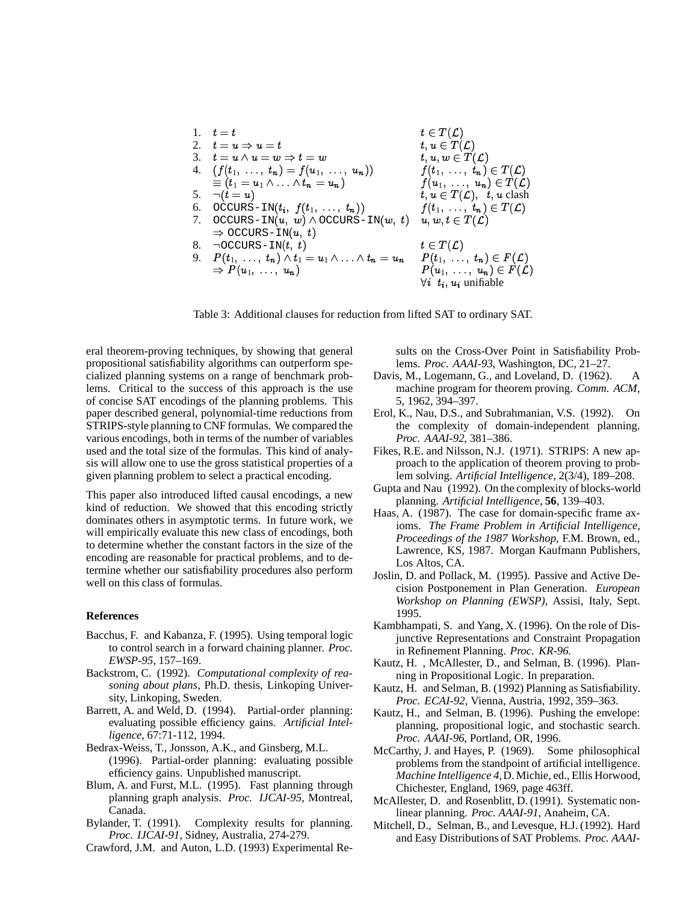| | | |
|---|---|---|
| 1. | $t = t$ | $t \in T(\mathcal{L})$ |
| 2. | $t = u \Rightarrow u = t$ | $t, u \in T(\mathcal{L})$ |
| 3. | $t = u \wedge u = w \Rightarrow t = w$ | $t, u, w \in T(\mathcal{L})$ |
| 4. | $(f(t_1, \ldots, t_n) = f(u_1, \ldots, u_n))$ $\equiv (t_1 = u_1 \wedge \ldots \wedge t_n = u_n)$ | $f(t_1, \ldots, t_n) \in T(\mathcal{L})$ $f(u_1, \ldots, u_n) \in T(\mathcal{L})$ |
| 5. | $\neg(t = u)$ | $t, u \in T(\mathcal{L})$, $t, u$ clash |
| 6. | $\texttt{OCCURS-IN}(t_i, f(t_1, \ldots, t_n))$ | $f(t_1, \ldots, t_n) \in T(\mathcal{L})$ |
| 7. | $\texttt{OCCURS-IN}(u, w) \wedge \texttt{OCCURS-IN}(w, t)$ $\Rightarrow \texttt{OCCURS-IN}(u, t)$ | $u, w, t \in T(\mathcal{L})$ |
| 8. | $\neg\texttt{OCCURS-IN}(t, t)$ | $t \in T(\mathcal{L})$ |
| 9. | $P(t_1, \ldots, t_n) \wedge t_1 = u_1 \wedge \ldots \wedge t_n = u_n$ $\Rightarrow P(u_1, \ldots, u_n)$ | $P(t_1, \ldots, t_n) \in F(\mathcal{L})$ $P(u_1, \ldots, u_n) \in F(\mathcal{L})$ $\forall i\ t_i, u_i$ unifiable |

Table 3: Additional clauses for reduction from lifted SAT to ordinary SAT.

eral theorem-proving techniques, by showing that general propositional satisfiability algorithms can outperform specialized planning systems on a range of benchmark problems. Critical to the success of this approach is the use of concise SAT encodings of the planning problems. This paper described general, polynomial-time reductions from STRIPS-style planning to CNF formulas. We compared the various encodings, both in terms of the number of variables used and the total size of the formulas. This kind of analysis will allow one to use the gross statistical properties of a given planning problem to select a practical encoding.

This paper also introduced lifted causal encodings, a new kind of reduction. We showed that this encoding strictly dominates others in asymptotic terms. In future work, we will empirically evaluate this new class of encodings, both to determine whether the constant factors in the size of the encoding are reasonable for practical problems, and to determine whether our satisfiability procedures also perform well on this class of formulas.

#### References

Bacchus, F. and Kabanza, F. (1995). Using temporal logic to control search in a forward chaining planner. *Proc. EWSP-95*, 157–169.

Backstrom, C. (1992). *Computational complexity of reasoning about plans*, Ph.D. thesis, Linkoping University, Linkoping, Sweden.

Barrett, A. and Weld, D. (1994). Partial-order planning: evaluating possible efficiency gains. *Artificial Intelligence*, 67:71-112, 1994.

Bedrax-Weiss, T., Jonsson, A.K., and Ginsberg, M.L. (1996). Partial-order planning: evaluating possible efficiency gains. Unpublished manuscript.

Blum, A. and Furst, M.L. (1995). Fast planning through planning graph analysis. *Proc. IJCAI-95*, Montreal, Canada.

Bylander, T. (1991). Complexity results for planning. *Proc. IJCAI-91*, Sidney, Australia, 274-279.

Crawford, J.M. and Auton, L.D. (1993) Experimental Results on the Cross-Over Point in Satisfiability Problems. *Proc. AAAI-93*, Washington, DC, 21–27.

Davis, M., Logemann, G., and Loveland, D. (1962). A machine program for theorem proving. *Comm. ACM*, 5, 1962, 394–397.

Erol, K., Nau, D.S., and Subrahmanian, V.S. (1992). On the complexity of domain-independent planning. *Proc. AAAI-92*, 381–386.

Fikes, R.E. and Nilsson, N.J. (1971). STRIPS: A new approach to the application of theorem proving to problem solving. *Artificial Intelligence*, 2(3/4), 189–208.

Gupta and Nau (1992). On the complexity of blocks-world planning. *Artificial Intelligence*, **56**, 139–403.

Haas, A. (1987). The case for domain-specific frame axioms. *The Frame Problem in Artificial Intelligence, Proceedings of the 1987 Workshop*, F.M. Brown, ed., Lawrence, KS, 1987. Morgan Kaufmann Publishers, Los Altos, CA.

Joslin, D. and Pollack, M. (1995). Passive and Active Decision Postponement in Plan Generation. *European Workshop on Planning (EWSP)*, Assisi, Italy, Sept. 1995.

Kambhampati, S. and Yang, X. (1996). On the role of Disjunctive Representations and Constraint Propagation in Refinement Planning. *Proc. KR-96.*

Kautz, H. , McAllester, D., and Selman, B. (1996). Planning in Propositional Logic. In preparation.

Kautz, H. and Selman, B. (1992) Planning as Satisfiability. *Proc. ECAI-92*, Vienna, Austria, 1992, 359–363.

Kautz, H., and Selman, B. (1996). Pushing the envelope: planning, propositional logic, and stochastic search. *Proc. AAAI-96*, Portland, OR, 1996.

McCarthy, J. and Hayes, P. (1969). Some philosophical problems from the standpoint of artificial intelligence. *Machine Intelligence 4*, D. Michie, ed., Ellis Horwood, Chichester, England, 1969, page 463ff.

McAllester, D. and Rosenblitt, D. (1991). Systematic nonlinear planning. *Proc. AAAI-91*, Anaheim, CA.

Mitchell, D., Selman, B., and Levesque, H.J. (1992). Hard and Easy Distributions of SAT Problems. *Proc. AAAI-*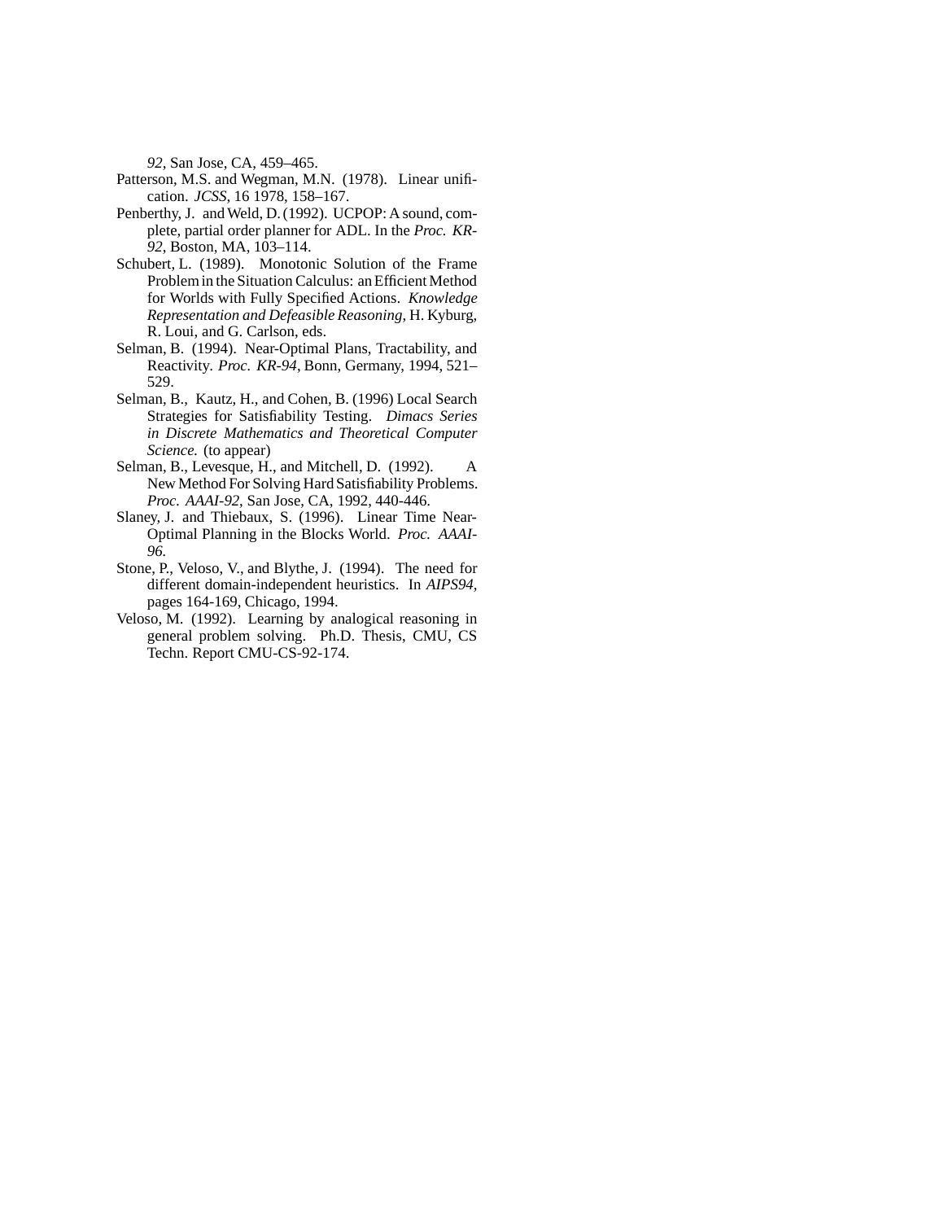*92*, San Jose, CA, 459–465.

Patterson, M.S. and Wegman, M.N. (1978). Linear unification. *JCSS*, 16 1978, 158–167.

Penberthy, J. and Weld, D. (1992). UCPOP: A sound, complete, partial order planner for ADL. In the *Proc. KR-92*, Boston, MA, 103–114.

Schubert, L. (1989). Monotonic Solution of the Frame Problem in the Situation Calculus: an Efficient Method for Worlds with Fully Specified Actions. *Knowledge Representation and Defeasible Reasoning*, H. Kyburg, R. Loui, and G. Carlson, eds.

Selman, B. (1994). Near-Optimal Plans, Tractability, and Reactivity. *Proc. KR-94*, Bonn, Germany, 1994, 521–529.

Selman, B., Kautz, H., and Cohen, B. (1996) Local Search Strategies for Satisfiability Testing. *Dimacs Series in Discrete Mathematics and Theoretical Computer Science.* (to appear)

Selman, B., Levesque, H., and Mitchell, D. (1992). A New Method For Solving Hard Satisfiability Problems. *Proc. AAAI-92*, San Jose, CA, 1992, 440-446.

Slaney, J. and Thiebaux, S. (1996). Linear Time Near-Optimal Planning in the Blocks World. *Proc. AAAI-96.*

Stone, P., Veloso, V., and Blythe, J. (1994). The need for different domain-independent heuristics. In *AIPS94*, pages 164-169, Chicago, 1994.

Veloso, M. (1992). Learning by analogical reasoning in general problem solving. Ph.D. Thesis, CMU, CS Techn. Report CMU-CS-92-174.